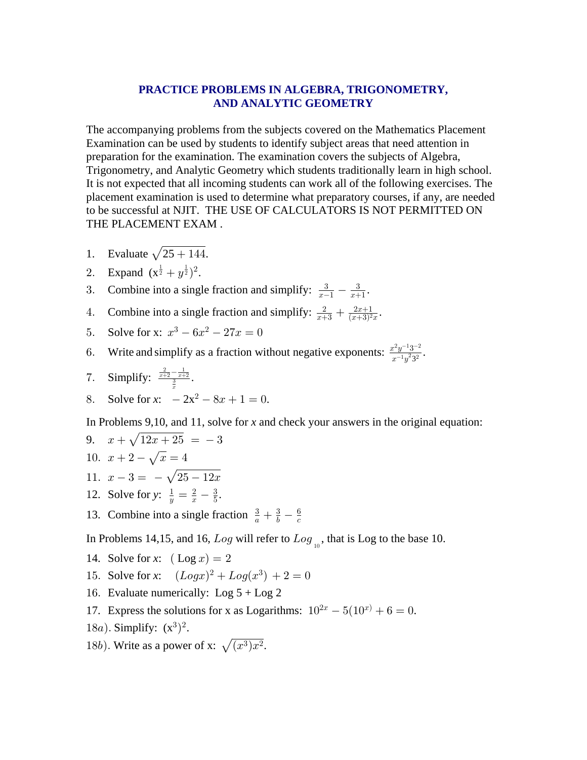# PRACTICE PROBLEMS IN ALGEBRA, TRIGONOMETRY, AND ANALYTIC GEOMETRY

The accompanying problems from the subjects covered on the Mathematics Placement Examination can be used by students to identify subject areas that need attention in preparation for the examination. The examination covers the subjects of Algebra, Trigonometry, and Analytic Geometry which students traditionally learn in high school. It is not expected that all incoming students can work all of the following exercises. The placement examination is used to determine what preparatory courses, if any, are needed to be successful at NJIT. THE USE OF CALCULATORS IS NOT PERMITTED ON THE PLACEMENT EXAM .

1. Evaluate $\sqrt{25+144}$.
2. Expand $(x^{\frac{1}{2}}+y^{\frac{1}{2}})^2$.
3. Combine into a single fraction and simplify: $\frac{3}{x-1}-\frac{3}{x+1}$.
4. Combine into a single fraction and simplify: $\frac{2}{x+3}+\frac{2x+1}{(x+3)^2x}$.
5. Solve for x: $x^3-6x^2-27x=0$
6. Write and simplify as a fraction without negative exponents: $\frac{x^2y^{-1}3^{-2}}{x^{-1}y^23^2}$.
7. Simplify: $\frac{\frac{2}{x+2}-\frac{1}{x+2}}{\frac{3}{x}}$.
8. Solve for *x*: $-2x^2-8x+1=0$.

In Problems 9,10, and 11, solve for *x* and check your answers in the original equation:

9. $x+\sqrt{12x+25}=-3$
10. $x+2-\sqrt{x}=4$
11. $x-3=-\sqrt{25-12x}$
12. Solve for *y*: $\frac{1}{y}=\frac{2}{x}-\frac{3}{5}$.
13. Combine into a single fraction $\frac{3}{a}+\frac{3}{b}-\frac{6}{c}$

In Problems 14,15, and 16, $Log$ will refer to $Log_{10}$, that is Log to the base 10.

14. Solve for *x*: $(\text{Log } x)=2$
15. Solve for *x*: $(Log x)^2+Log(x^3)+2=0$
16. Evaluate numerically: Log 5 + Log 2
17. Express the solutions for x as Logarithms: $10^{2x}-5(10^{x})+6=0$.

18a). Simplify: $(x^3)^2$.

18b). Write as a power of x: $\sqrt{(x^3)x^2}$.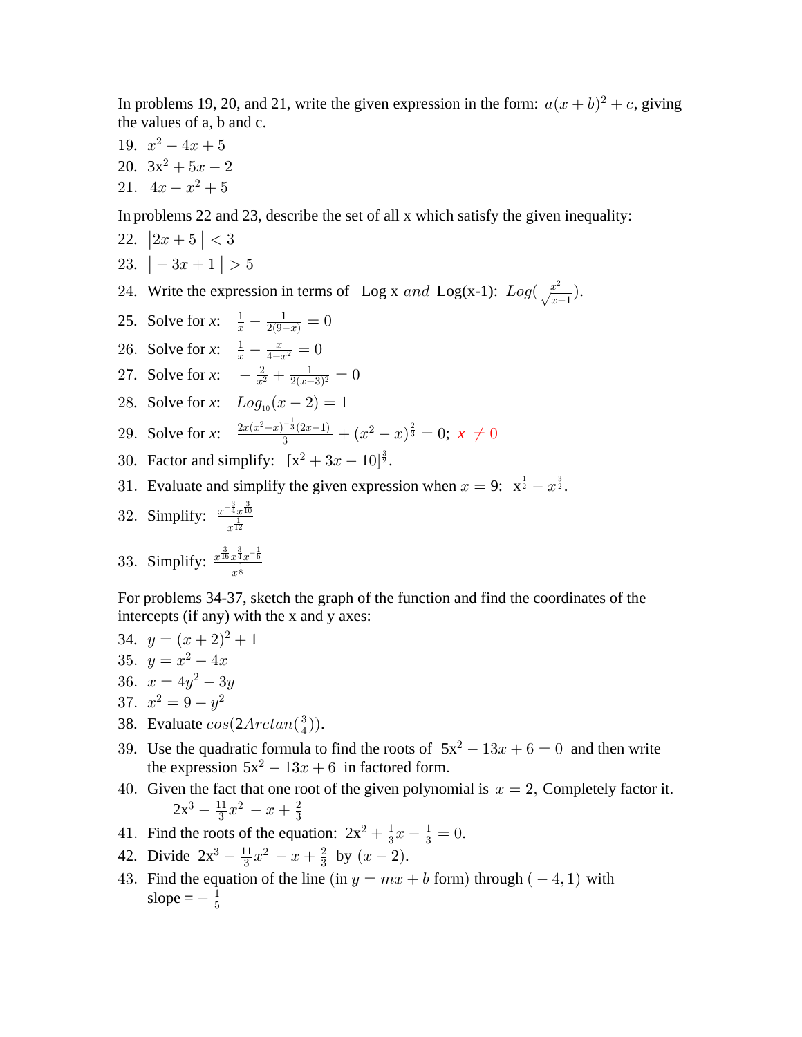In problems 19, 20, and 21, write the given expression in the form: $a(x+b)^2+c$, giving the values of a, b and c.

19. $x^2 - 4x + 5$
20. $3x^2 + 5x - 2$
21. $4x - x^2 + 5$

In problems 22 and 23, describe the set of all x which satisfy the given inequality:

22. $|2x+5| < 3$
23. $|-3x+1| > 5$
24. Write the expression in terms of Log x *and* Log(x-1): $Log(\frac{x^2}{\sqrt{x-1}})$.
25. Solve for *x*: $\frac{1}{x} - \frac{1}{2(9-x)} = 0$
26. Solve for *x*: $\frac{1}{x} - \frac{x}{4-x^2} = 0$
27. Solve for *x*: $-\frac{2}{x^2} + \frac{1}{2(x-3)^2} = 0$
28. Solve for *x*: $Log_{10}(x-2) = 1$
29. Solve for *x*: $\frac{2x(x^2-x)^{-\frac{1}{3}}(2x-1)}{3} + (x^2-x)^{\frac{2}{3}} = 0$; $x \neq 0$
30. Factor and simplify: $[x^2 + 3x - 10]^{\frac{3}{2}}$.
31. Evaluate and simplify the given expression when $x = 9$: $x^{\frac{1}{2}} - x^{\frac{3}{2}}$.
32. Simplify: $\frac{x^{-\frac{3}{4}}x^{\frac{3}{10}}}{x^{\frac{1}{12}}}$
33. Simplify: $\frac{x^{\frac{3}{16}}x^{\frac{3}{4}}x^{-\frac{1}{6}}}{x^{\frac{1}{8}}}$

For problems 34-37, sketch the graph of the function and find the coordinates of the intercepts (if any) with the x and y axes:

34. $y = (x+2)^2 + 1$
35. $y = x^2 - 4x$
36. $x = 4y^2 - 3y$
37. $x^2 = 9 - y^2$
38. Evaluate $cos(2Arctan(\frac{3}{4}))$.
39. Use the quadratic formula to find the roots of $5x^2 - 13x + 6 = 0$ and then write the expression $5x^2 - 13x + 6$ in factored form.
40. Given the fact that one root of the given polynomial is $x = 2$, Completely factor it.

    $2x^3 - \frac{11}{3}x^2 - x + \frac{2}{3}$
41. Find the roots of the equation: $2x^2 + \frac{1}{3}x - \frac{1}{3} = 0$.
42. Divide $2x^3 - \frac{11}{3}x^2 - x + \frac{2}{3}$ by $(x-2)$.
43. Find the equation of the line (in $y = mx + b$ form) through $(-4, 1)$ with slope = $-\frac{1}{5}$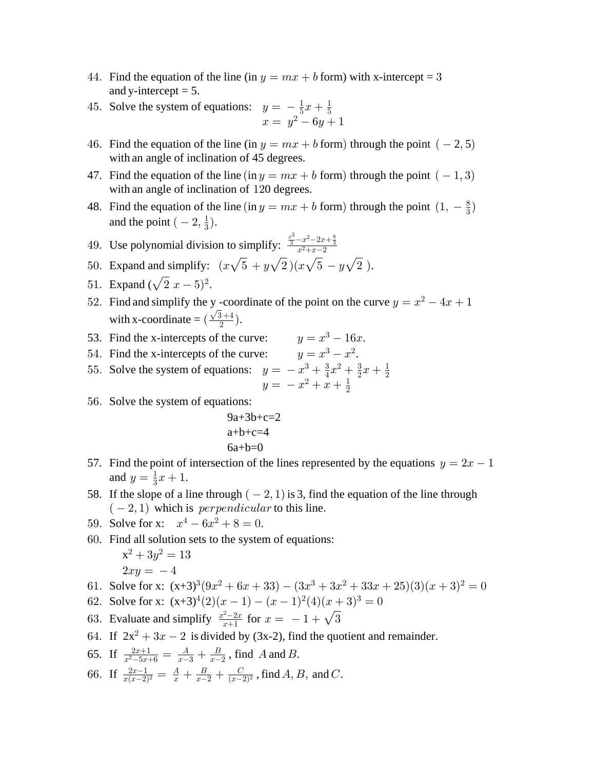44. Find the equation of the line (in $y = mx + b$ form) with x-intercept = 3 and y-intercept = 5.
45. Solve the system of equations: $y = -\frac{1}{5}x + \frac{1}{5}$
    $x = y^2 - 6y + 1$
46. Find the equation of the line (in $y = mx + b$ form) through the point $(-2, 5)$ with an angle of inclination of 45 degrees.
47. Find the equation of the line (in $y = mx + b$ form) through the point $(-1, 3)$ with an angle of inclination of 120 degrees.
48. Find the equation of the line (in $y = mx + b$ form) through the point $(1, -\frac{8}{3})$ and the point $(-2, \frac{1}{3})$.
49. Use polynomial division to simplify: $\frac{\frac{x^3}{3} - x^2 - 2x + \frac{8}{3}}{x^2 + x - 2}$
50. Expand and simplify: $(x\sqrt{5} + y\sqrt{2})(x\sqrt{5} - y\sqrt{2})$.
51. Expand $(\sqrt{2}\,x - 5)^2$.
52. Find and simplify the y -coordinate of the point on the curve $y = x^2 - 4x + 1$ with x-coordinate = $(\frac{\sqrt{3}+4}{2})$.
53. Find the x-intercepts of the curve: $y = x^3 - 16x$.
54. Find the x-intercepts of the curve: $y = x^3 - x^2$.
55. Solve the system of equations: $y = -x^3 + \frac{3}{4}x^2 + \frac{3}{2}x + \frac{1}{2}$
    $y = -x^2 + x + \frac{1}{2}$
56. Solve the system of equations:

    9a+3b+c=2

    a+b+c=4

    6a+b=0
57. Find the point of intersection of the lines represented by the equations $y = 2x - 1$ and $y = \frac{1}{3}x + 1$.
58. If the slope of a line through $(-2, 1)$ is 3, find the equation of the line through $(-2, 1)$ which is *perpendicular* to this line.
59. Solve for x: $x^4 - 6x^2 + 8 = 0$.
60. Find all solution sets to the system of equations:

    $x^2 + 3y^2 = 13$

    $2xy = -4$
61. Solve for x: $(x+3)^3(9x^2 + 6x + 33) - (3x^3 + 3x^2 + 33x + 25)(3)(x+3)^2 = 0$
62. Solve for x: $(x+3)^4(2)(x-1) - (x-1)^2(4)(x+3)^3 = 0$
63. Evaluate and simplify $\frac{x^2 - 2x}{x+1}$ for $x = -1 + \sqrt{3}$
64. If $2x^2 + 3x - 2$ is divided by (3x-2), find the quotient and remainder.
65. If $\frac{2x+1}{x^2 - 5x + 6} = \frac{A}{x-3} + \frac{B}{x-2}$, find $A$ and $B$.
66. If $\frac{2x-1}{x(x-2)^2} = \frac{A}{x} + \frac{B}{x-2} + \frac{C}{(x-2)^2}$, find $A, B,$ and $C$.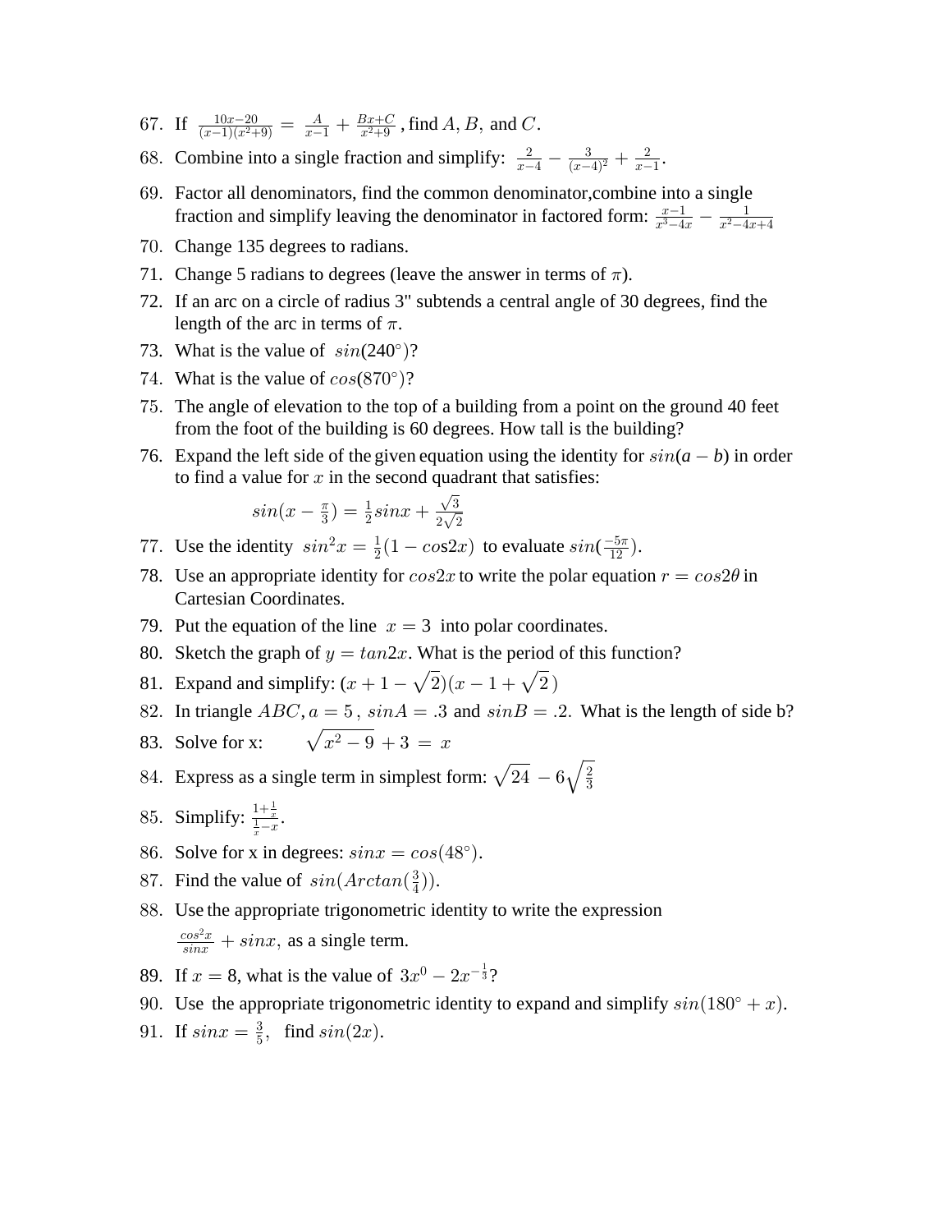67. If $\frac{10x-20}{(x-1)(x^2+9)} = \frac{A}{x-1} + \frac{Bx+C}{x^2+9}$, find $A, B,$ and $C$.
68. Combine into a single fraction and simplify: $\frac{2}{x-4} - \frac{3}{(x-4)^2} + \frac{2}{x-1}$.
69. Factor all denominators, find the common denominator,combine into a single fraction and simplify leaving the denominator in factored form: $\frac{x-1}{x^3-4x} - \frac{1}{x^2-4x+4}$
70. Change 135 degrees to radians.
71. Change 5 radians to degrees (leave the answer in terms of $\pi$).
72. If an arc on a circle of radius 3" subtends a central angle of 30 degrees, find the length of the arc in terms of $\pi$.
73. What is the value of $sin(240^\circ)$?
74. What is the value of $cos(870^\circ)$?
75. The angle of elevation to the top of a building from a point on the ground 40 feet from the foot of the building is 60 degrees. How tall is the building?
76. Expand the left side of the given equation using the identity for $sin(a-b)$ in order to find a value for $x$ in the second quadrant that satisfies:

    $$sin(x - \tfrac{\pi}{3}) = \tfrac{1}{2} sinx + \tfrac{\sqrt{3}}{2\sqrt{2}}$$

77. Use the identity $sin^2x = \frac{1}{2}(1 - cos2x)$ to evaluate $sin(\frac{-5\pi}{12})$.
78. Use an appropriate identity for $cos2x$ to write the polar equation $r = cos2\theta$ in Cartesian Coordinates.
79. Put the equation of the line $x = 3$ into polar coordinates.
80. Sketch the graph of $y = tan2x$. What is the period of this function?
81. Expand and simplify: $(x + 1 - \sqrt{2})(x - 1 + \sqrt{2})$
82. In triangle $ABC$, $a = 5$, $sinA = .3$ and $sinB = .2$. What is the length of side b?
83. Solve for x: $\sqrt{x^2 - 9} + 3 = x$
84. Express as a single term in simplest form: $\sqrt{24} - 6\sqrt{\frac{2}{3}}$
85. Simplify: $\frac{1+\frac{1}{x}}{\frac{1}{x} - x}$.
86. Solve for x in degrees: $sinx = cos(48^\circ)$.
87. Find the value of $sin(Arctan(\frac{3}{4}))$.
88. Use the appropriate trigonometric identity to write the expression $\frac{cos^2x}{sinx} + sinx$, as a single term.
89. If $x = 8$, what is the value of $3x^0 - 2x^{-\frac{1}{3}}$?
90. Use the appropriate trigonometric identity to expand and simplify $sin(180^\circ + x)$.
91. If $sinx = \frac{3}{5}$, find $sin(2x)$.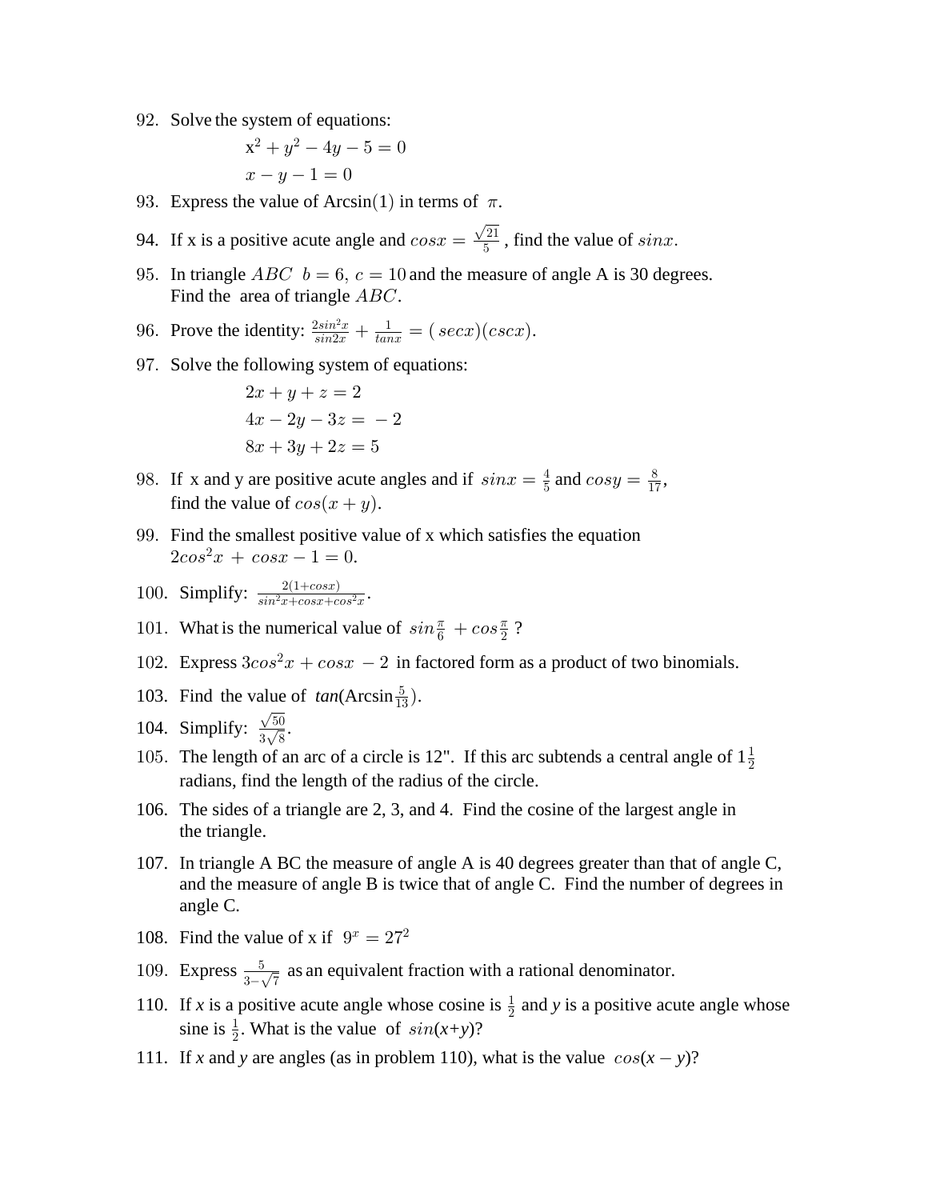92. Solve the system of equations:

$$x^2 + y^2 - 4y - 5 = 0$$
$$x - y - 1 = 0$$

93. Express the value of Arcsin$(1)$ in terms of $\pi$.

94. If x is a positive acute angle and $cosx = \frac{\sqrt{21}}{5}$, find the value of $sinx$.

95. In triangle $ABC$ $b = 6,\ c = 10$ and the measure of angle A is 30 degrees. Find the area of triangle $ABC$.

96. Prove the identity: $\frac{2sin^2x}{sin2x} + \frac{1}{tanx} = (\,secx)(cscx)$.

97. Solve the following system of equations:

$$2x + y + z = 2$$
$$4x - 2y - 3z = -2$$
$$8x + 3y + 2z = 5$$

98. If x and y are positive acute angles and if $sinx = \frac{4}{5}$ and $cosy = \frac{8}{17}$, find the value of $cos(x + y)$.

99. Find the smallest positive value of x which satisfies the equation $2cos^2x + cosx - 1 = 0$.

100. Simplify: $\frac{2(1+cosx)}{sin^2x+cosx+cos^2x}$.

101. What is the numerical value of $sin\frac{\pi}{6} + cos\frac{\pi}{2}$ ?

102. Express $3cos^2x + cosx - 2$ in factored form as a product of two binomials.

103. Find the value of *tan*(Arcsin$\frac{5}{13}$).

104. Simplify: $\frac{\sqrt{50}}{3\sqrt{8}}$.

105. The length of an arc of a circle is 12". If this arc subtends a central angle of $1\frac{1}{2}$ radians, find the length of the radius of the circle.

106. The sides of a triangle are 2, 3, and 4. Find the cosine of the largest angle in the triangle.

107. In triangle A BC the measure of angle A is 40 degrees greater than that of angle C, and the measure of angle B is twice that of angle C. Find the number of degrees in angle C.

108. Find the value of x if $9^x = 27^2$

109. Express $\frac{5}{3-\sqrt{7}}$ as an equivalent fraction with a rational denominator.

110. If *x* is a positive acute angle whose cosine is $\frac{1}{2}$ and *y* is a positive acute angle whose sine is $\frac{1}{2}$. What is the value of $sin(x+y)$?

111. If *x* and *y* are angles (as in problem 110), what is the value $cos(x - y)$?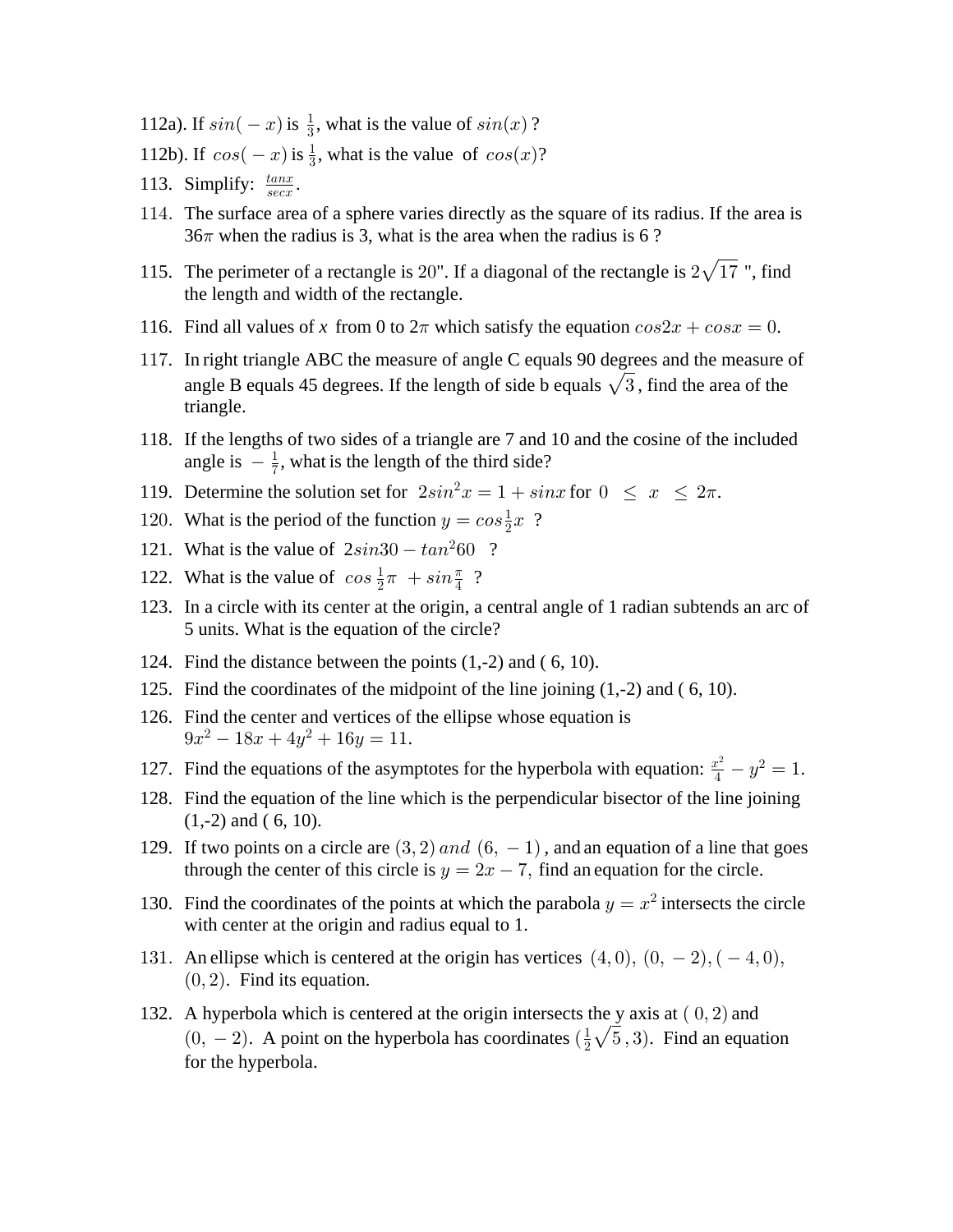112a). If $sin(-x)$ is $\frac{1}{3}$, what is the value of $sin(x)$ ?

112b). If $cos(-x)$ is $\frac{1}{3}$, what is the value of $cos(x)$?

113. Simplify: $\frac{tanx}{secx}$.

114. The surface area of a sphere varies directly as the square of its radius. If the area is $36\pi$ when the radius is 3, what is the area when the radius is 6 ?

115. The perimeter of a rectangle is 20". If a diagonal of the rectangle is $2\sqrt{17}$ ", find the length and width of the rectangle.

116. Find all values of $x$ from 0 to $2\pi$ which satisfy the equation $cos2x + cosx = 0$.

117. In right triangle ABC the measure of angle C equals 90 degrees and the measure of angle B equals 45 degrees. If the length of side b equals $\sqrt{3}$, find the area of the triangle.

118. If the lengths of two sides of a triangle are 7 and 10 and the cosine of the included angle is $-\frac{1}{7}$, what is the length of the third side?

119. Determine the solution set for $2sin^2x = 1 + sinx$ for $0 \leq x \leq 2\pi$.

120. What is the period of the function $y = cos\frac{1}{2}x$ ?

121. What is the value of $2sin30 - tan^2 60$ ?

122. What is the value of $cos\,\frac{1}{2}\pi + sin\frac{\pi}{4}$ ?

123. In a circle with its center at the origin, a central angle of 1 radian subtends an arc of 5 units. What is the equation of the circle?

124. Find the distance between the points (1,-2) and ( 6, 10).

125. Find the coordinates of the midpoint of the line joining (1,-2) and ( 6, 10).

126. Find the center and vertices of the ellipse whose equation is $9x^2 - 18x + 4y^2 + 16y = 11$.

127. Find the equations of the asymptotes for the hyperbola with equation: $\frac{x^2}{4} - y^2 = 1$.

128. Find the equation of the line which is the perpendicular bisector of the line joining (1,-2) and ( 6, 10).

129. If two points on a circle are $(3, 2)$ *and* $(6, -1)$, and an equation of a line that goes through the center of this circle is $y = 2x - 7$, find an equation for the circle.

130. Find the coordinates of the points at which the parabola $y = x^2$ intersects the circle with center at the origin and radius equal to 1.

131. An ellipse which is centered at the origin has vertices $(4, 0)$, $(0, -2)$, $(-4, 0)$, $(0, 2)$. Find its equation.

132. A hyperbola which is centered at the origin intersects the y axis at $(0, 2)$ and $(0, -2)$. A point on the hyperbola has coordinates $(\frac{1}{2}\sqrt{5}, 3)$. Find an equation for the hyperbola.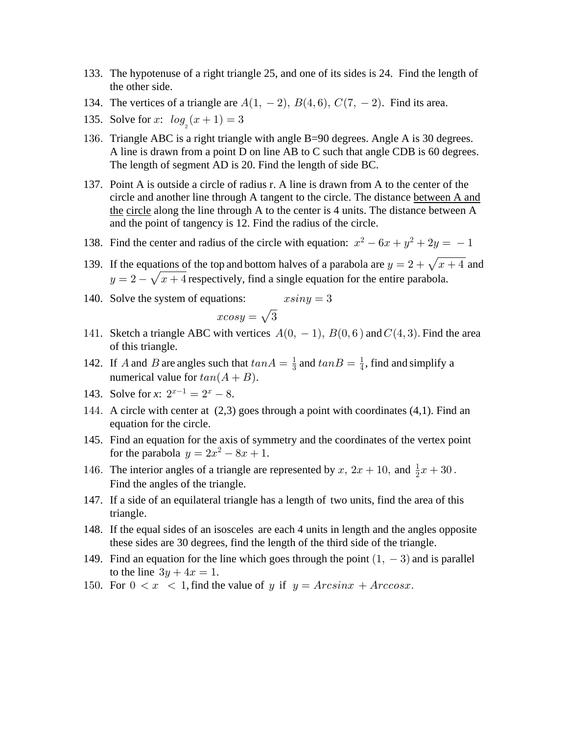133. The hypotenuse of a right triangle 25, and one of its sides is 24. Find the length of the other side.

134. The vertices of a triangle are $A(1, -2)$, $B(4, 6)$, $C(7, -2)$. Find its area.

135. Solve for $x$: $log_2(x+1) = 3$

136. Triangle ABC is a right triangle with angle B=90 degrees. Angle A is 30 degrees. A line is drawn from a point D on line AB to C such that angle CDB is 60 degrees. The length of segment AD is 20. Find the length of side BC.

137. Point A is outside a circle of radius r. A line is drawn from A to the center of the circle and another line through A tangent to the circle. The distance between A and the circle along the line through A to the center is 4 units. The distance between A and the point of tangency is 12. Find the radius of the circle.

138. Find the center and radius of the circle with equation: $x^2 - 6x + y^2 + 2y = -1$

139. If the equations of the top and bottom halves of a parabola are $y = 2 + \sqrt{x+4}$ and $y = 2 - \sqrt{x+4}$ respectively, find a single equation for the entire parabola.

140. Solve the system of equations: $xsiny = 3$

$$xcosy = \sqrt{3}$$

141. Sketch a triangle ABC with vertices $A(0, -1)$, $B(0, 6)$ and $C(4, 3)$. Find the area of this triangle.

142. If $A$ and $B$ are angles such that $tanA = \frac{1}{3}$ and $tanB = \frac{1}{4}$, find and simplify a numerical value for $tan(A+B)$.

143. Solve for $x$: $2^{x-1} = 2^x - 8$.

144. A circle with center at (2,3) goes through a point with coordinates (4,1). Find an equation for the circle.

145. Find an equation for the axis of symmetry and the coordinates of the vertex point for the parabola $y = 2x^2 - 8x + 1$.

146. The interior angles of a triangle are represented by $x$, $2x + 10$, and $\frac{1}{2}x + 30$. Find the angles of the triangle.

147. If a side of an equilateral triangle has a length of two units, find the area of this triangle.

148. If the equal sides of an isosceles are each 4 units in length and the angles opposite these sides are 30 degrees, find the length of the third side of the triangle.

149. Find an equation for the line which goes through the point $(1, -3)$ and is parallel to the line $3y + 4x = 1$.

150. For $0 < x < 1$, find the value of $y$ if $y = Arcsinx + Arccosx$.